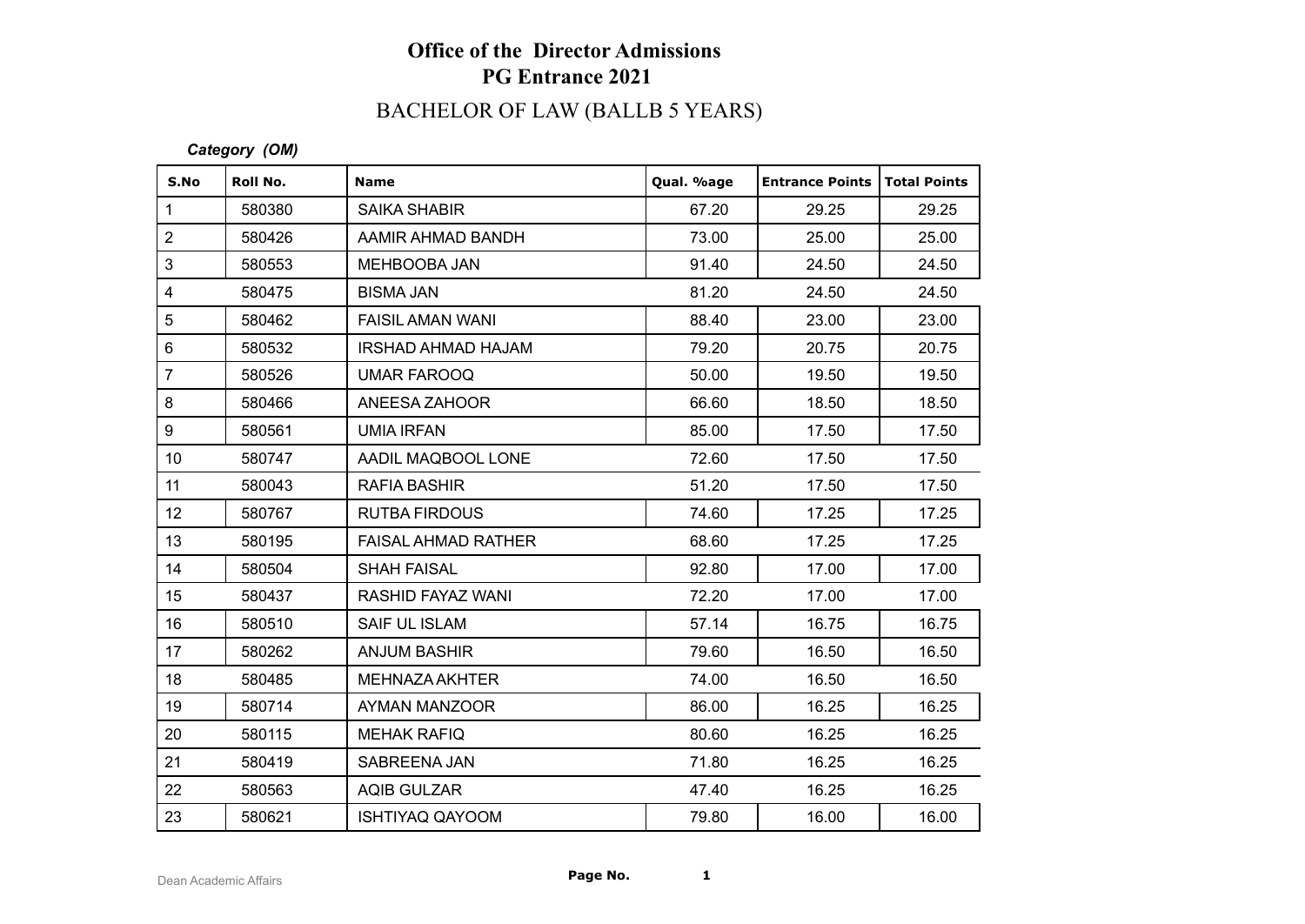# Office of the Director Admissions
## PG Entrance 2021

### BACHELOR OF LAW (BALLB 5 YEARS)

***Category (OM)***

| S.No | Roll No. | Name | Qual. %age | Entrance Points | Total Points |
|---|---|---|---|---|---|
| 1 | 580380 | SAIKA SHABIR | 67.20 | 29.25 | 29.25 |
| 2 | 580426 | AAMIR AHMAD BANDH | 73.00 | 25.00 | 25.00 |
| 3 | 580553 | MEHBOOBA JAN | 91.40 | 24.50 | 24.50 |
| 4 | 580475 | BISMA JAN | 81.20 | 24.50 | 24.50 |
| 5 | 580462 | FAISIL AMAN WANI | 88.40 | 23.00 | 23.00 |
| 6 | 580532 | IRSHAD AHMAD HAJAM | 79.20 | 20.75 | 20.75 |
| 7 | 580526 | UMAR FAROOQ | 50.00 | 19.50 | 19.50 |
| 8 | 580466 | ANEESA ZAHOOR | 66.60 | 18.50 | 18.50 |
| 9 | 580561 | UMIA IRFAN | 85.00 | 17.50 | 17.50 |
| 10 | 580747 | AADIL MAQBOOL LONE | 72.60 | 17.50 | 17.50 |
| 11 | 580043 | RAFIA BASHIR | 51.20 | 17.50 | 17.50 |
| 12 | 580767 | RUTBA FIRDOUS | 74.60 | 17.25 | 17.25 |
| 13 | 580195 | FAISAL AHMAD RATHER | 68.60 | 17.25 | 17.25 |
| 14 | 580504 | SHAH FAISAL | 92.80 | 17.00 | 17.00 |
| 15 | 580437 | RASHID FAYAZ WANI | 72.20 | 17.00 | 17.00 |
| 16 | 580510 | SAIF UL ISLAM | 57.14 | 16.75 | 16.75 |
| 17 | 580262 | ANJUM BASHIR | 79.60 | 16.50 | 16.50 |
| 18 | 580485 | MEHNAZA AKHTER | 74.00 | 16.50 | 16.50 |
| 19 | 580714 | AYMAN MANZOOR | 86.00 | 16.25 | 16.25 |
| 20 | 580115 | MEHAK RAFIQ | 80.60 | 16.25 | 16.25 |
| 21 | 580419 | SABREENA JAN | 71.80 | 16.25 | 16.25 |
| 22 | 580563 | AQIB GULZAR | 47.40 | 16.25 | 16.25 |
| 23 | 580621 | ISHTIYAQ QAYOOM | 79.80 | 16.00 | 16.00 |

Dean Academic Affairs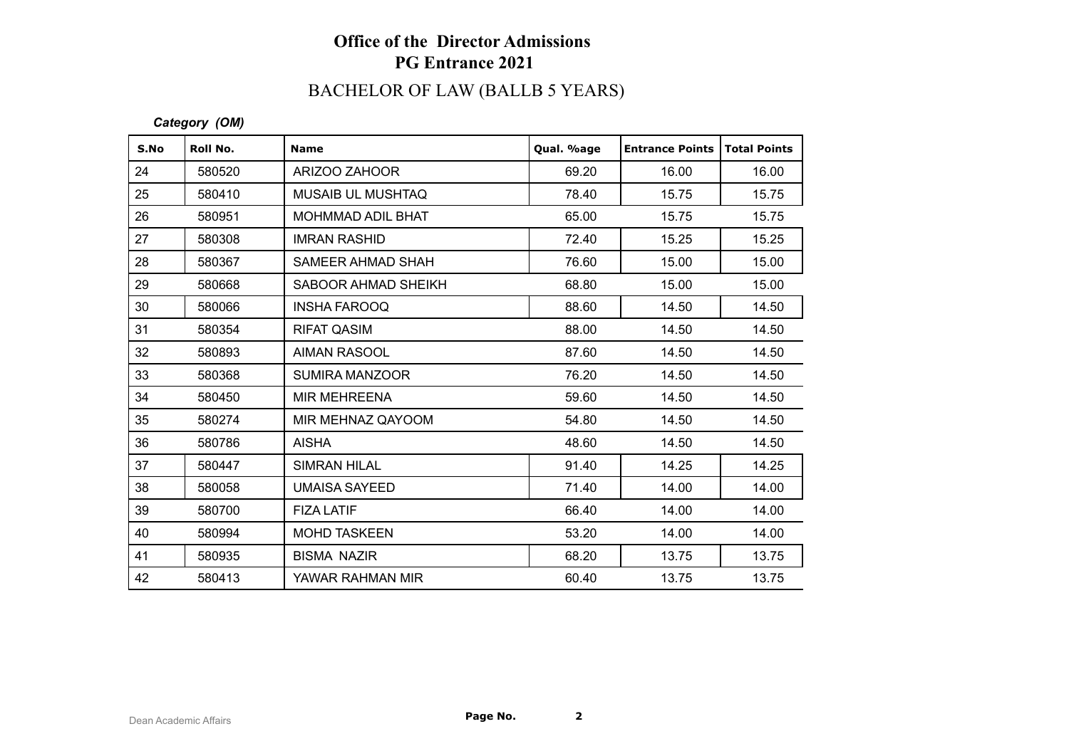**Office of the Director Admissions**
**PG Entrance 2021**

BACHELOR OF LAW (BALLB 5 YEARS)

*Category (OM)*

| S.No | Roll No. | Name | Qual. %age | Entrance Points | Total Points |
|---|---|---|---|---|---|
| 24 | 580520 | ARIZOO ZAHOOR | 69.20 | 16.00 | 16.00 |
| 25 | 580410 | MUSAIB UL MUSHTAQ | 78.40 | 15.75 | 15.75 |
| 26 | 580951 | MOHMMAD ADIL BHAT | 65.00 | 15.75 | 15.75 |
| 27 | 580308 | IMRAN RASHID | 72.40 | 15.25 | 15.25 |
| 28 | 580367 | SAMEER AHMAD SHAH | 76.60 | 15.00 | 15.00 |
| 29 | 580668 | SABOOR AHMAD SHEIKH | 68.80 | 15.00 | 15.00 |
| 30 | 580066 | INSHA FAROOQ | 88.60 | 14.50 | 14.50 |
| 31 | 580354 | RIFAT QASIM | 88.00 | 14.50 | 14.50 |
| 32 | 580893 | AIMAN RASOOL | 87.60 | 14.50 | 14.50 |
| 33 | 580368 | SUMIRA MANZOOR | 76.20 | 14.50 | 14.50 |
| 34 | 580450 | MIR MEHREENA | 59.60 | 14.50 | 14.50 |
| 35 | 580274 | MIR MEHNAZ QAYOOM | 54.80 | 14.50 | 14.50 |
| 36 | 580786 | AISHA | 48.60 | 14.50 | 14.50 |
| 37 | 580447 | SIMRAN HILAL | 91.40 | 14.25 | 14.25 |
| 38 | 580058 | UMAISA SAYEED | 71.40 | 14.00 | 14.00 |
| 39 | 580700 | FIZA LATIF | 66.40 | 14.00 | 14.00 |
| 40 | 580994 | MOHD TASKEEN | 53.20 | 14.00 | 14.00 |
| 41 | 580935 | BISMA NAZIR | 68.20 | 13.75 | 13.75 |
| 42 | 580413 | YAWAR RAHMAN MIR | 60.40 | 13.75 | 13.75 |

Dean Academic Affairs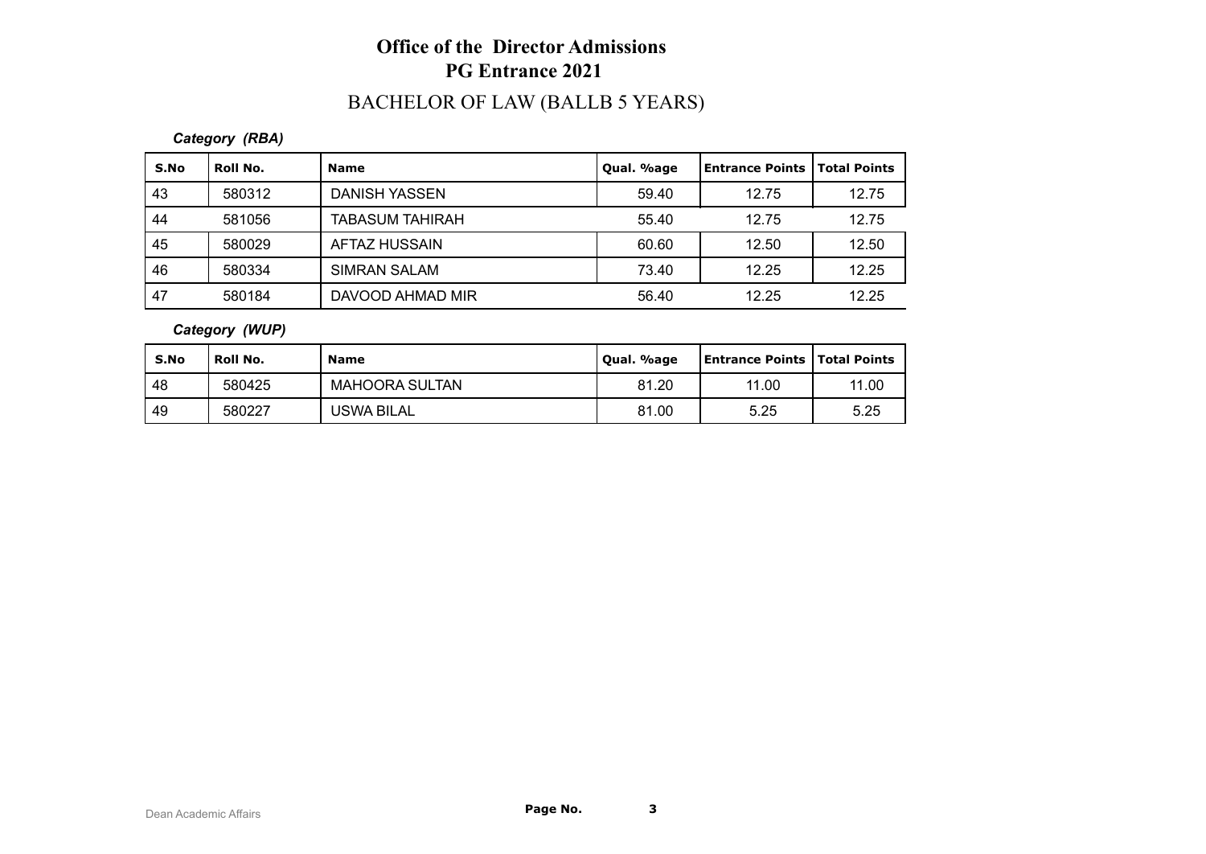# Office of the Director Admissions
# PG Entrance 2021

## BACHELOR OF LAW (BALLB 5 YEARS)

*Category (RBA)*

| S.No | Roll No. | Name | Qual. %age | Entrance Points | Total Points |
|---|---|---|---|---|---|
| 43 | 580312 | DANISH YASSEN | 59.40 | 12.75 | 12.75 |
| 44 | 581056 | TABASUM TAHIRAH | 55.40 | 12.75 | 12.75 |
| 45 | 580029 | AFTAZ HUSSAIN | 60.60 | 12.50 | 12.50 |
| 46 | 580334 | SIMRAN SALAM | 73.40 | 12.25 | 12.25 |
| 47 | 580184 | DAVOOD AHMAD MIR | 56.40 | 12.25 | 12.25 |

*Category (WUP)*

| S.No | Roll No. | Name | Qual. %age | Entrance Points | Total Points |
|---|---|---|---|---|---|
| 48 | 580425 | MAHOORA SULTAN | 81.20 | 11.00 | 11.00 |
| 49 | 580227 | USWA BILAL | 81.00 | 5.25 | 5.25 |

Dean Academic Affairs